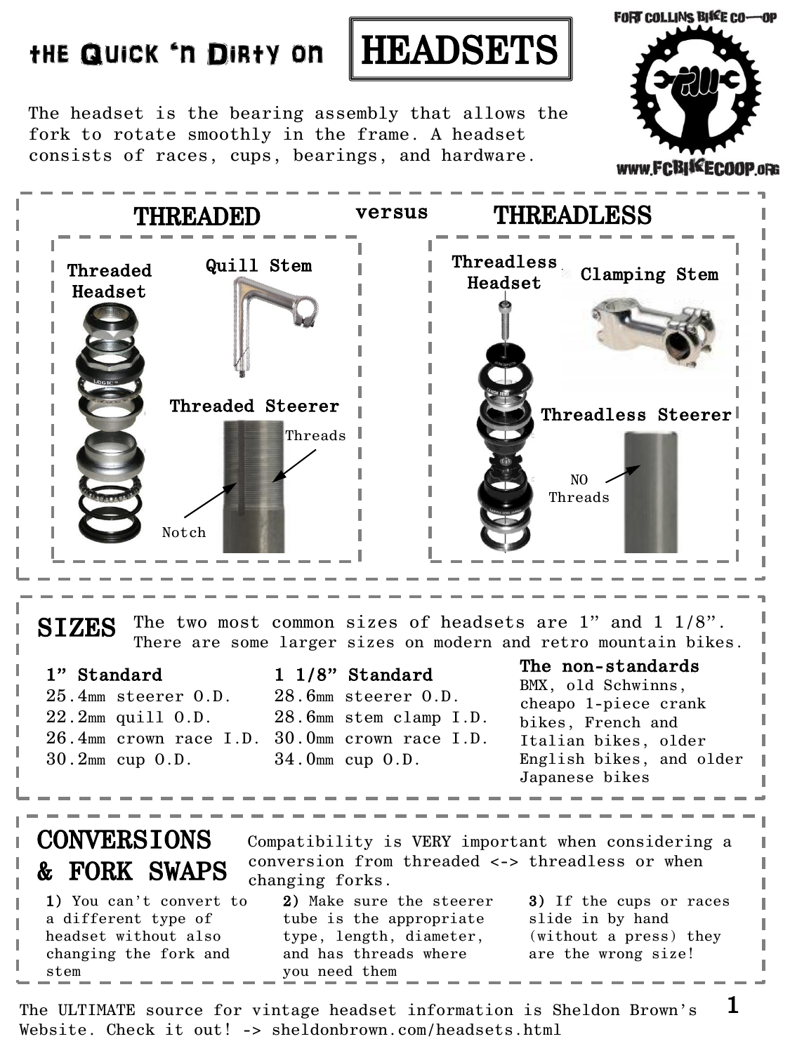# the Quick 'n Dirty on HEADSETS

FORT COLLINS BIKE CO-OP

www.FCBIKECOOP.org

The headset is the bearing assembly that allows the fork to rotate smoothly in the frame. A headset consists of races, cups, bearings, and hardware.

## THREADED versus THREADLESS

### THREADED

**Threaded Headset**

**Quill Stem**

**Threaded Steerer**

Threads

Notch

### THREADLESS

**Threadless Headset**

**Clamping Stem**

**Threadless Steerer**

NO Threads

## SIZES

The two most common sizes of headsets are 1" and 1 1/8". There are some larger sizes on modern and retro mountain bikes.

**1" Standard**

- 25.4mm steerer O.D.
- 22.2mm quill O.D.
- 26.4mm crown race I.D.
- 30.2mm cup O.D.

**1 1/8" Standard**

- 28.6mm steerer O.D.
- 28.6mm stem clamp I.D.
- 30.0mm crown race I.D.
- 34.0mm cup O.D.

**The non-standards**

BMX, old Schwinns, cheapo 1-piece crank bikes, French and Italian bikes, older English bikes, and older Japanese bikes

## CONVERSIONS & FORK SWAPS

Compatibility is VERY important when considering a conversion from threaded <-> threadless or when changing forks.

**1)** You can't convert to a different type of headset without also changing the fork and stem

**2)** Make sure the steerer tube is the appropriate type, length, diameter, and has threads where you need them

**3)** If the cups or races slide in by hand (without a press) they are the wrong size!

The ULTIMATE source for vintage headset information is Sheldon Brown's Website. Check it out! -> sheldonbrown.com/headsets.html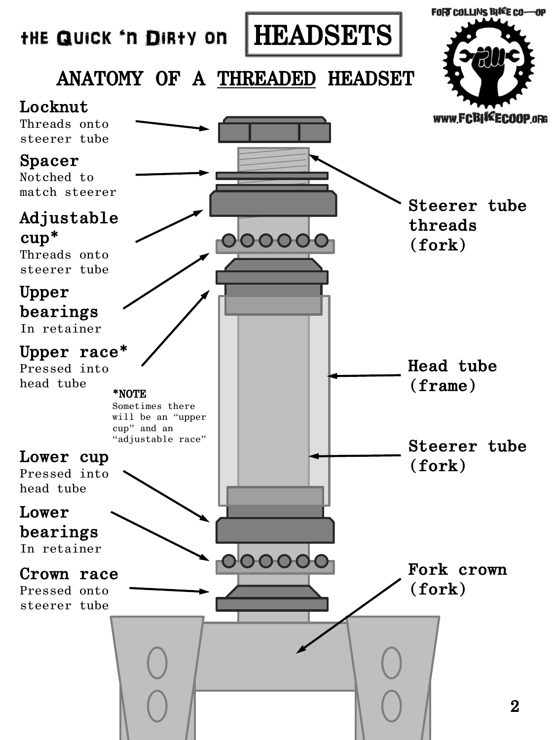# the Quick 'n Dirty on HEADSETS

FORT COLLINS BIKE CO-OP

www.FCBIKECOOP.ORG

## ANATOMY OF A THREADED HEADSET

**Locknut**
Threads onto steerer tube

**Spacer**
Notched to match steerer

**Adjustable cup***
Threads onto steerer tube

**Upper bearings**
In retainer

**Upper race***
Pressed into head tube

***NOTE**
Sometimes there will be an "upper cup" and an "adjustable race"

**Lower cup**
Pressed into head tube

**Lower bearings**
In retainer

**Crown race**
Pressed onto steerer tube

**Steerer tube threads (fork)**

**Head tube (frame)**

**Steerer tube (fork)**

**Fork crown (fork)**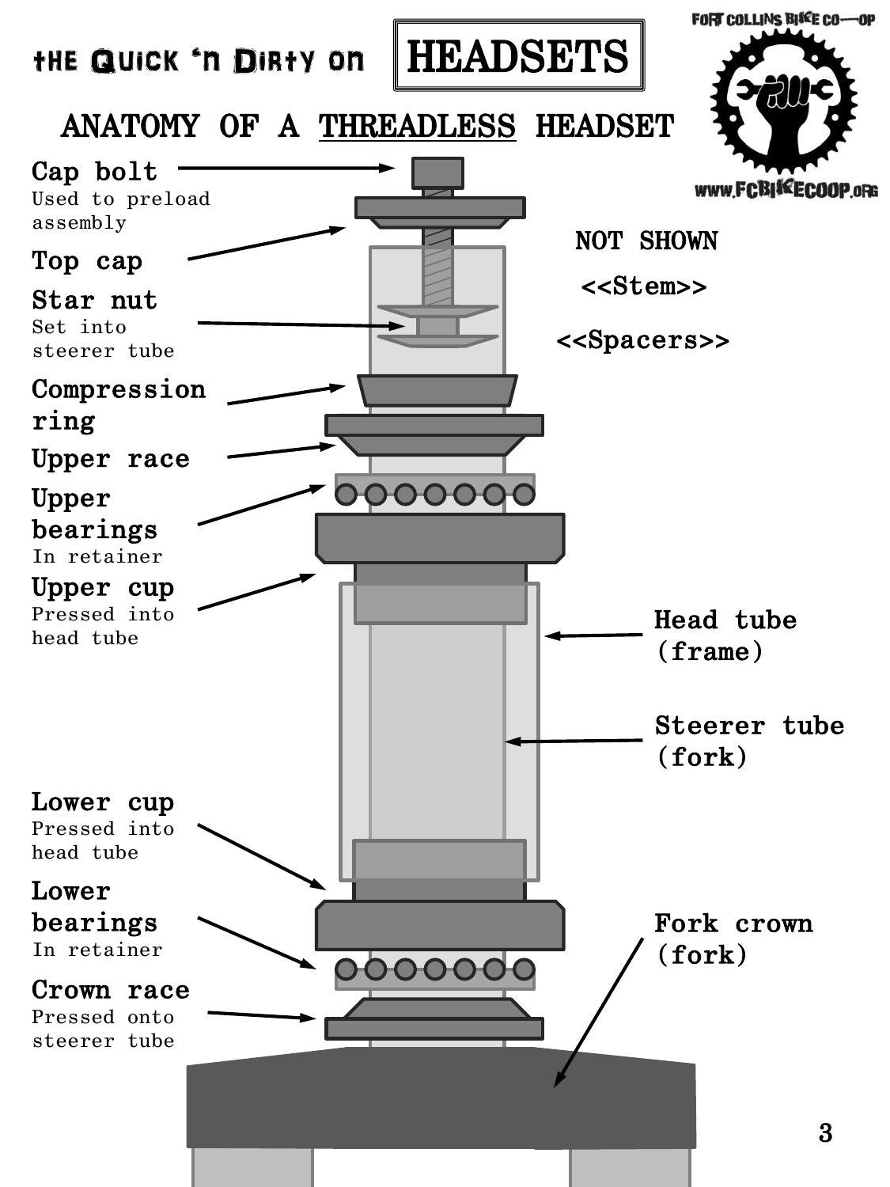# the Quick 'n Dirty on HEADSETS

FORT COLLINS BIKE CO-OP

www.FCBIKECOOP.ORG

## ANATOMY OF A THREADLESS HEADSET

**Cap bolt**
Used to preload assembly

**Top cap**

**Star nut**
Set into steerer tube

**Compression ring**

**Upper race**

**Upper bearings**
In retainer

**Upper cup**
Pressed into head tube

**Lower cup**
Pressed into head tube

**Lower bearings**
In retainer

**Crown race**
Pressed onto steerer tube

NOT SHOWN

<<Stem>>

<<Spacers>>

**Head tube** (frame)

**Steerer tube** (fork)

**Fork crown** (fork)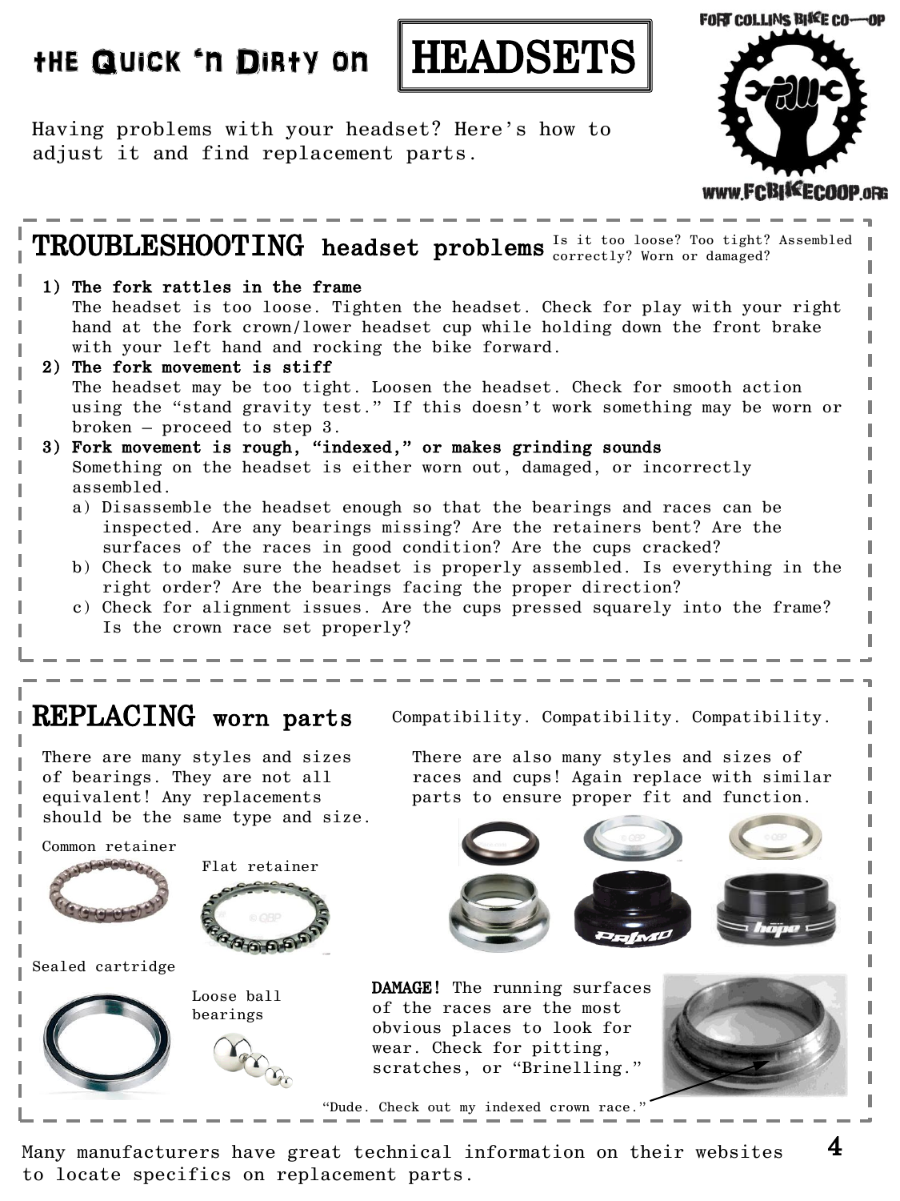# the Quick 'n Dirty on HEADSETS

Having problems with your headset? Here's how to adjust it and find replacement parts.

FORT COLLINS BIKE CO-OP

WWW.FCBIKECOOP.ORG

## TROUBLESHOOTING headset problems

Is it too loose? Too tight? Assembled correctly? Worn or damaged?

1) **The fork rattles in the frame**
   The headset is too loose. Tighten the headset. Check for play with your right hand at the fork crown/lower headset cup while holding down the front brake with your left hand and rocking the bike forward.
2) **The fork movement is stiff**
   The headset may be too tight. Loosen the headset. Check for smooth action using the "stand gravity test." If this doesn't work something may be worn or broken – proceed to step 3.
3) **Fork movement is rough, "indexed," or makes grinding sounds**
   Something on the headset is either worn out, damaged, or incorrectly assembled.
   a) Disassemble the headset enough so that the bearings and races can be inspected. Are any bearings missing? Are the retainers bent? Are the surfaces of the races in good condition? Are the cups cracked?
   b) Check to make sure the headset is properly assembled. Is everything in the right order? Are the bearings facing the proper direction?
   c) Check for alignment issues. Are the cups pressed squarely into the frame? Is the crown race set properly?

## REPLACING worn parts

Compatibility. Compatibility. Compatibility.

There are many styles and sizes of bearings. They are not all equivalent! Any replacements should be the same type and size.

Common retainer

Flat retainer

Sealed cartridge

Loose ball bearings

There are also many styles and sizes of races and cups! Again replace with similar parts to ensure proper fit and function.

**DAMAGE!** The running surfaces of the races are the most obvious places to look for wear. Check for pitting, scratches, or "Brinelling."

"Dude. Check out my indexed crown race."

Many manufacturers have great technical information on their websites to locate specifics on replacement parts.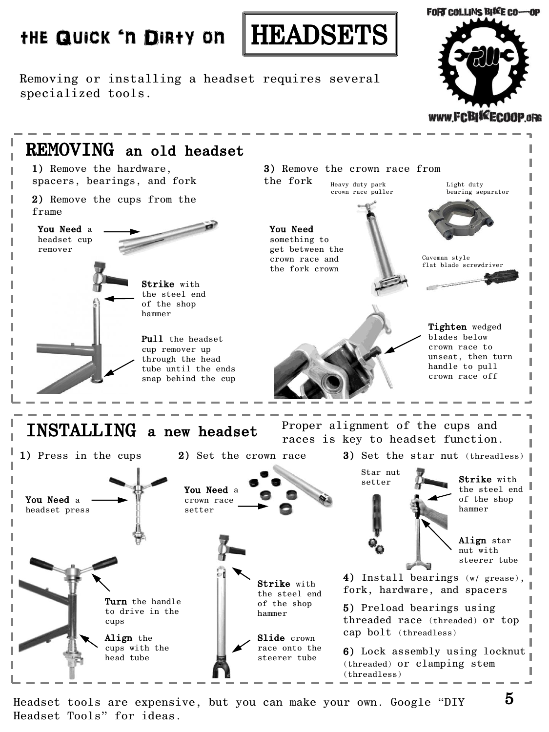# the Quick 'n Dirty on HEADSETS

FORT COLLINS BIKE CO-OP

www.FCBIKECOOP.ORG

Removing or installing a headset requires several specialized tools.

## REMOVING an old headset

**1)** Remove the hardware, spacers, bearings, and fork

**2)** Remove the cups from the frame

**You Need** a headset cup remover

**Strike** with the steel end of the shop hammer

**Pull** the headset cup remover up through the head tube until the ends snap behind the cup

**3)** Remove the crown race from the fork

**You Need** something to get between the crown race and the fork crown

Heavy duty park crown race puller

Light duty bearing separator

Caveman style flat blade screwdriver

**Tighten** wedged blades below crown race to unseat, then turn handle to pull crown race off

## INSTALLING a new headset

Proper alignment of the cups and races is key to headset function.

**1)** Press in the cups

**You Need** a headset press

**Turn** the handle to drive in the cups

**Align** the cups with the head tube

**2)** Set the crown race

**You Need** a crown race setter

**Strike** with the steel end of the shop hammer

**Slide** crown race onto the steerer tube

**3)** Set the star nut (threadless)

Star nut setter

**Strike** with the steel end of the shop hammer

**Align** star nut with steerer tube

**4)** Install bearings (w/ grease), fork, hardware, and spacers

**5)** Preload bearings using threaded race (threaded) or top cap bolt (threadless)

**6)** Lock assembly using locknut (threaded) or clamping stem (threadless)

Headset tools are expensive, but you can make your own. Google "DIY Headset Tools" for ideas.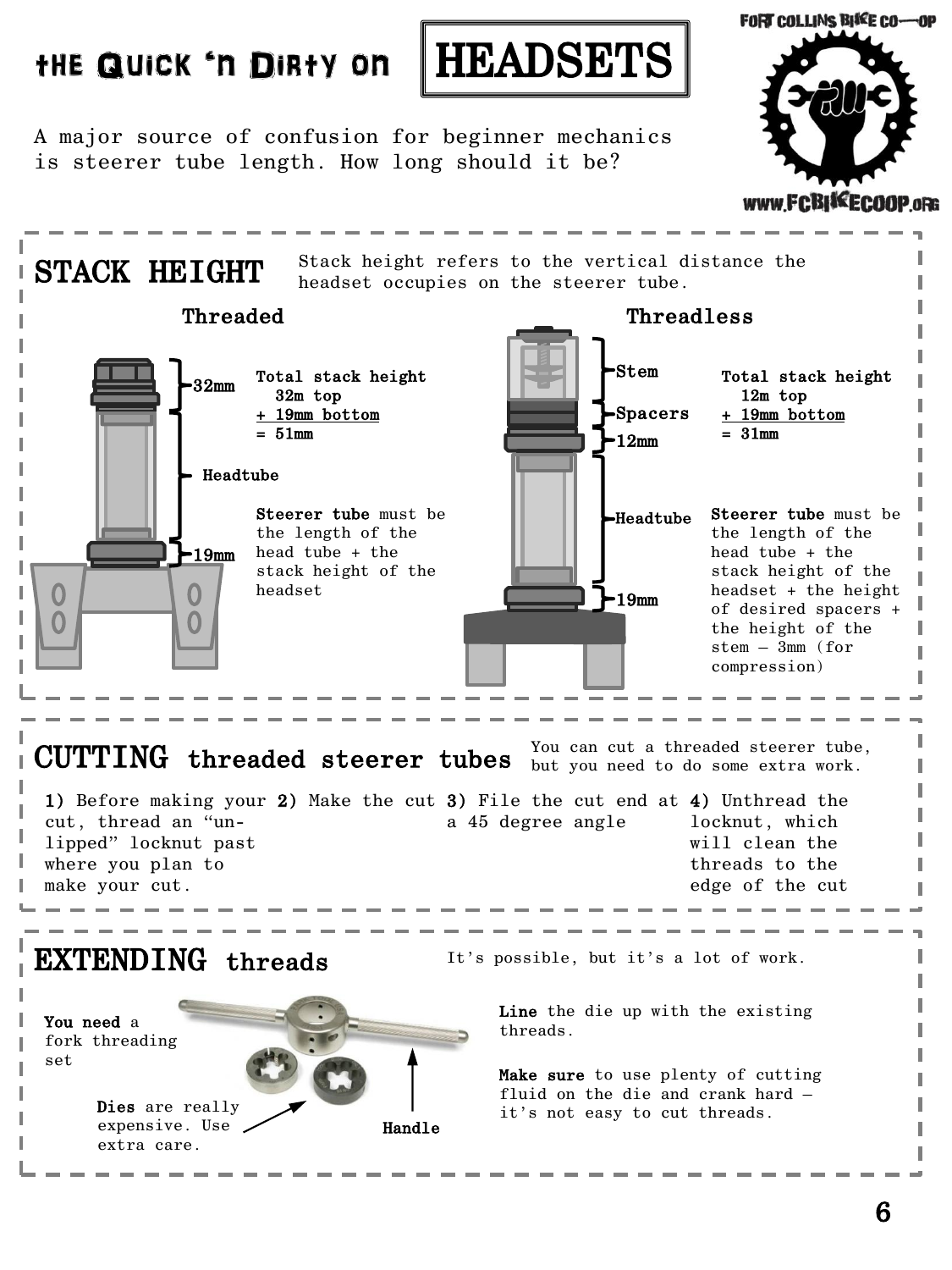# the Quick 'n Dirty on HEADSETS

FORT COLLINS BIKE CO-OP

WWW.FCBIKECOOP.ORG

A major source of confusion for beginner mechanics is steerer tube length. How long should it be?

## STACK HEIGHT

Stack height refers to the vertical distance the headset occupies on the steerer tube.

### Threaded

32mm

Headtube

19mm

**Total stack height**
**32m top**
**+ 19mm bottom**
**= 51mm**

**Steerer tube** must be the length of the head tube + the stack height of the headset

### Threadless

Stem

Spacers

12mm

Headtube

19mm

**Total stack height**
**12m top**
**+ 19mm bottom**
**= 31mm**

**Steerer tube** must be the length of the head tube + the stack height of the headset + the height of desired spacers + the height of the stem – 3mm (for compression)

## CUTTING threaded steerer tubes

You can cut a threaded steerer tube, but you need to do some extra work.

**1)** Before making your cut, thread an "un-lipped" locknut past where you plan to make your cut.

**2)** Make the cut

**3)** File the cut end at a 45 degree angle

**4)** Unthread the locknut, which will clean the threads to the edge of the cut

## EXTENDING threads

It's possible, but it's a lot of work.

**You need** a fork threading set

**Dies** are really expensive. Use extra care.

Handle

**Line** the die up with the existing threads.

**Make sure** to use plenty of cutting fluid on the die and crank hard – it's not easy to cut threads.